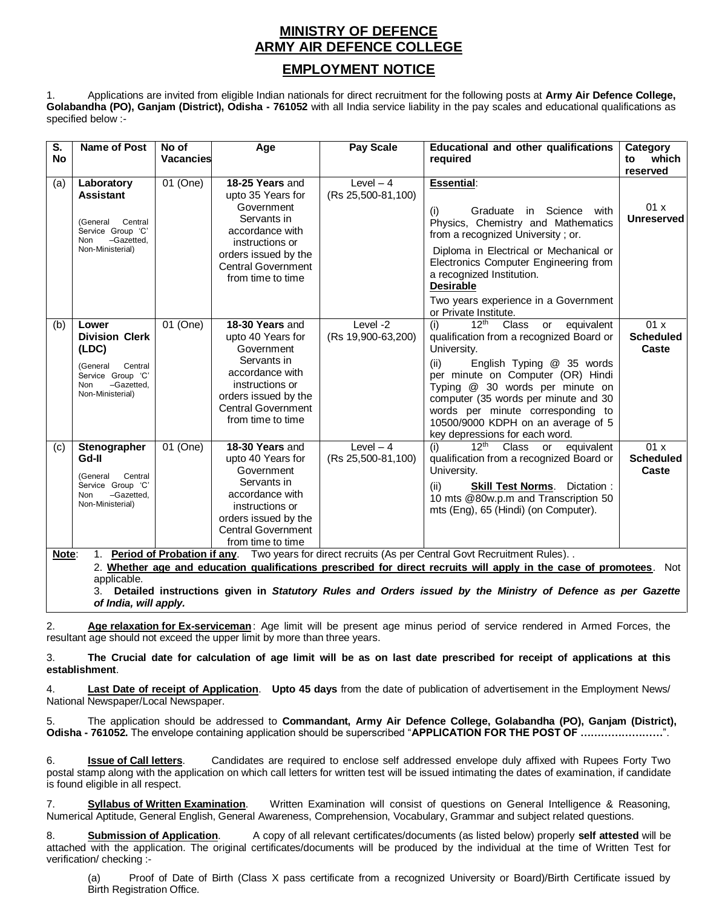# MINISTRY OF DEFENCE
# ARMY AIR DEFENCE COLLEGE

## EMPLOYMENT NOTICE

1. Applications are invited from eligible Indian nationals for direct recruitment for the following posts at **Army Air Defence College, Golabandha (PO), Ganjam (District), Odisha - 761052** with all India service liability in the pay scales and educational qualifications as specified below :-

| S. No | Name of Post | No of Vacancies | Age | Pay Scale | Educational and other qualifications required | Category to which reserved |
|---|---|---|---|---|---|---|
| (a) | **Laboratory Assistant** (General Central Service Group 'C' Non –Gazetted, Non-Ministerial) | 01 (One) | **18-25 Years** and upto 35 Years for Government Servants in accordance with instructions or orders issued by the Central Government from time to time | Level – 4 (Rs 25,500-81,100) | **Essential**: (i) Graduate in Science with Physics, Chemistry and Mathematics from a recognized University ; or. Diploma in Electrical or Mechanical or Electronics Computer Engineering from a recognized Institution. **Desirable** Two years experience in a Government or Private Institute. | 01 x **Unreserved** |
| (b) | **Lower Division Clerk (LDC)** (General Central Service Group 'C' Non –Gazetted, Non-Ministerial) | 01 (One) | **18-30 Years** and upto 40 Years for Government Servants in accordance with instructions or orders issued by the Central Government from time to time | Level -2 (Rs 19,900-63,200) | (i) 12th Class or equivalent qualification from a recognized Board or University. (ii) English Typing @ 35 words per minute on Computer (OR) Hindi Typing @ 30 words per minute on computer (35 words per minute and 30 words per minute corresponding to 10500/9000 KDPH on an average of 5 key depressions for each word. | 01 x **Scheduled Caste** |
| (c) | **Stenographer Gd-II** (General Central Service Group 'C' Non –Gazetted, Non-Ministerial) | 01 (One) | **18-30 Years** and upto 40 Years for Government Servants in accordance with instructions or orders issued by the Central Government from time to time | Level – 4 (Rs 25,500-81,100) | (i) 12th Class or equivalent qualification from a recognized Board or University. (ii) **Skill Test Norms**. Dictation : 10 mts @80w.p.m and Transcription 50 mts (Eng), 65 (Hindi) (on Computer). | 01 x **Scheduled Caste** |

**Note**: 1. **Period of Probation if any**. Two years for direct recruits (As per Central Govt Recruitment Rules). .
2. **Whether age and education qualifications prescribed for direct recruits will apply in the case of promotees**. Not applicable.
3. **Detailed instructions given in *Statutory Rules and Orders issued by the Ministry of Defence as per Gazette of India, will apply.***

2. **Age relaxation for Ex-serviceman**: Age limit will be present age minus period of service rendered in Armed Forces, the resultant age should not exceed the upper limit by more than three years.

3. **The Crucial date for calculation of age limit will be as on last date prescribed for receipt of applications at this establishment**.

4. **Last Date of receipt of Application**. **Upto 45 days** from the date of publication of advertisement in the Employment News/ National Newspaper/Local Newspaper.

5. The application should be addressed to **Commandant, Army Air Defence College, Golabandha (PO), Ganjam (District), Odisha - 761052.** The envelope containing application should be superscribed "**APPLICATION FOR THE POST OF ……………………**".

6. **Issue of Call letters**. Candidates are required to enclose self addressed envelope duly affixed with Rupees Forty Two postal stamp along with the application on which call letters for written test will be issued intimating the dates of examination, if candidate is found eligible in all respect.

7. **Syllabus of Written Examination**. Written Examination will consist of questions on General Intelligence & Reasoning, Numerical Aptitude, General English, General Awareness, Comprehension, Vocabulary, Grammar and subject related questions.

8. **Submission of Application**. A copy of all relevant certificates/documents (as listed below) properly **self attested** will be attached with the application. The original certificates/documents will be produced by the individual at the time of Written Test for verification/ checking :-

(a) Proof of Date of Birth (Class X pass certificate from a recognized University or Board)/Birth Certificate issued by Birth Registration Office.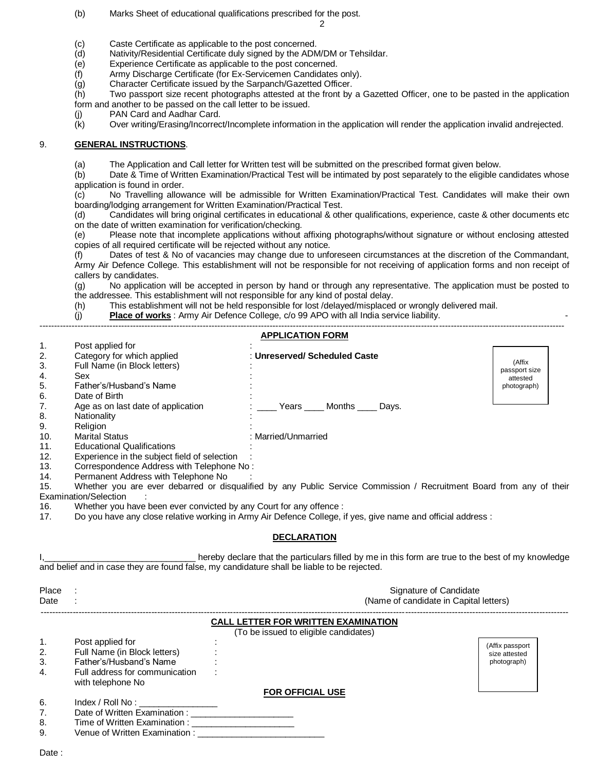(b) Marks Sheet of educational qualifications prescribed for the post.

(c) Caste Certificate as applicable to the post concerned.
(d) Nativity/Residential Certificate duly signed by the ADM/DM or Tehsildar.
(e) Experience Certificate as applicable to the post concerned.
(f) Army Discharge Certificate (for Ex-Servicemen Candidates only).
(g) Character Certificate issued by the Sarpanch/Gazetted Officer.
(h) Two passport size recent photographs attested at the front by a Gazetted Officer, one to be pasted in the application form and another to be passed on the call letter to be issued.
(j) PAN Card and Aadhar Card.
(k) Over writing/Erasing/Incorrect/Incomplete information in the application will render the application invalid andrejected.

9. **GENERAL INSTRUCTIONS**.

(a) The Application and Call letter for Written test will be submitted on the prescribed format given below.
(b) Date & Time of Written Examination/Practical Test will be intimated by post separately to the eligible candidates whose application is found in order.
(c) No Travelling allowance will be admissible for Written Examination/Practical Test. Candidates will make their own boarding/lodging arrangement for Written Examination/Practical Test.
(d) Candidates will bring original certificates in educational & other qualifications, experience, caste & other documents etc on the date of written examination for verification/checking.
(e) Please note that incomplete applications without affixing photographs/without signature or without enclosing attested copies of all required certificate will be rejected without any notice.
(f) Dates of test & No of vacancies may change due to unforeseen circumstances at the discretion of the Commandant, Army Air Defence College. This establishment will not be responsible for not receiving of application forms and non receipt of callers by candidates.
(g) No application will be accepted in person by hand or through any representative. The application must be posted to the addressee. This establishment will not responsible for any kind of postal delay.
(h) This establishment will not be held responsible for lost /delayed/misplaced or wrongly delivered mail.
(j) **Place of works** : Army Air Defence College, c/o 99 APO with all India service liability.

---

## APPLICATION FORM

(Affix passport size attested photograph)

1. Post applied for :
2. Category for which applied : **Unreserved/ Scheduled Caste**
3. Full Name (in Block letters) :
4. Sex :
5. Father's/Husband's Name :
6. Date of Birth :
7. Age as on last date of application : ____ Years ____ Months ____ Days.
8. Nationality :
9. Religion :
10. Marital Status : Married/Unmarried
11. Educational Qualifications :
12. Experience in the subject field of selection :
13. Correspondence Address with Telephone No :
14. Permanent Address with Telephone No :
15. Whether you are ever debarred or disqualified by any Public Service Commission / Recruitment Board from any of their Examination/Selection :
16. Whether you have been ever convicted by any Court for any offence :
17. Do you have any close relative working in Army Air Defence College, if yes, give name and official address :

## DECLARATION

I,______________________________ hereby declare that the particulars filled by me in this form are true to the best of my knowledge and belief and in case they are found false, my candidature shall be liable to be rejected.

Place :
Date :

Signature of Candidate
(Name of candidate in Capital letters)

---

## CALL LETTER FOR WRITTEN EXAMINATION

(To be issued to eligible candidates)

(Affix passport size attested photograph)

1. Post applied for :
2. Full Name (in Block letters) :
3. Father's/Husband's Name :
4. Full address for communication with telephone No :

**FOR OFFICIAL USE**

6. Index / Roll No : _______________
7. Date of Written Examination : ____________________
8. Time of Written Examination : ____________________
9. Venue of Written Examination : _________________________

Date :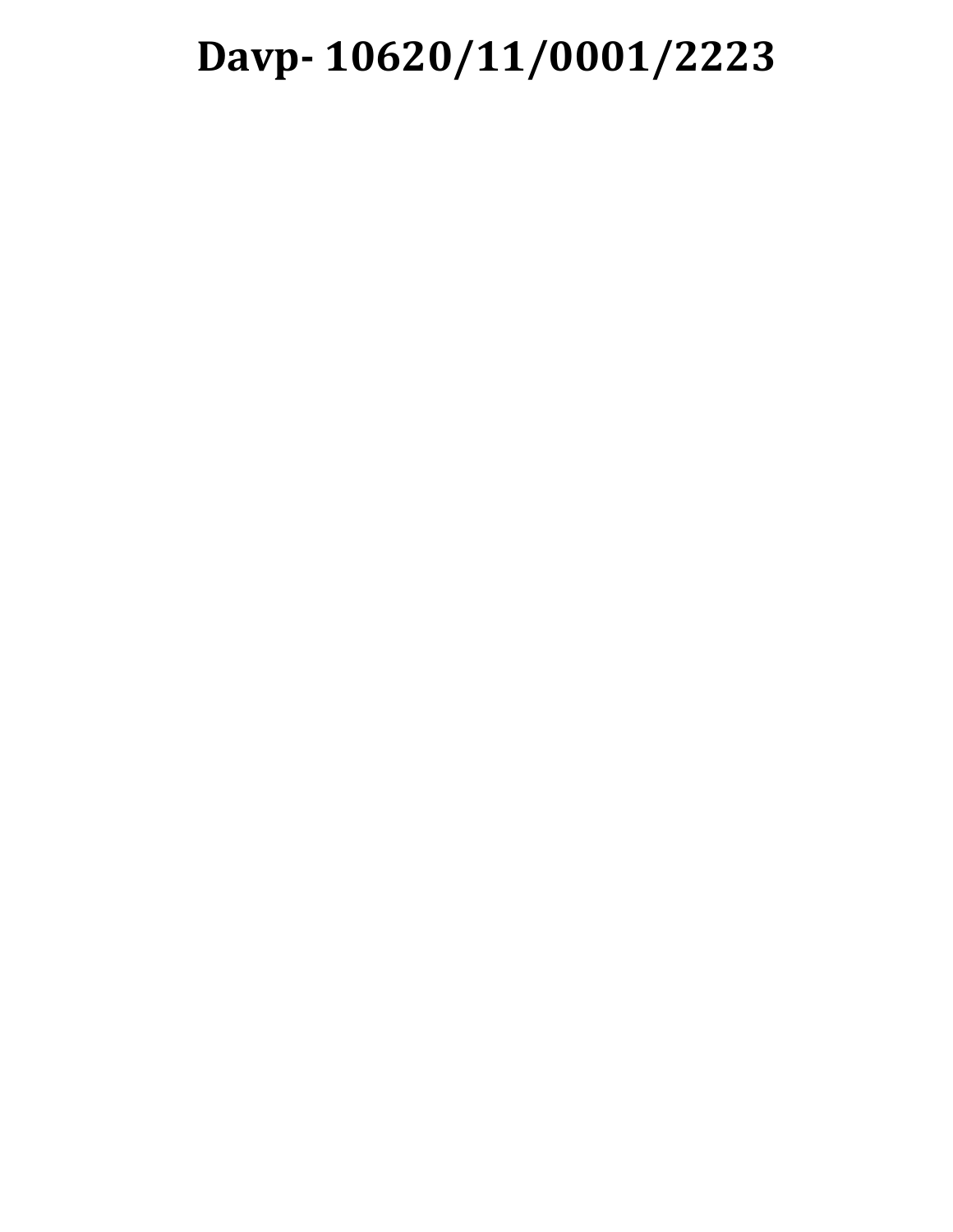**Davp- 10620/11/0001/2223**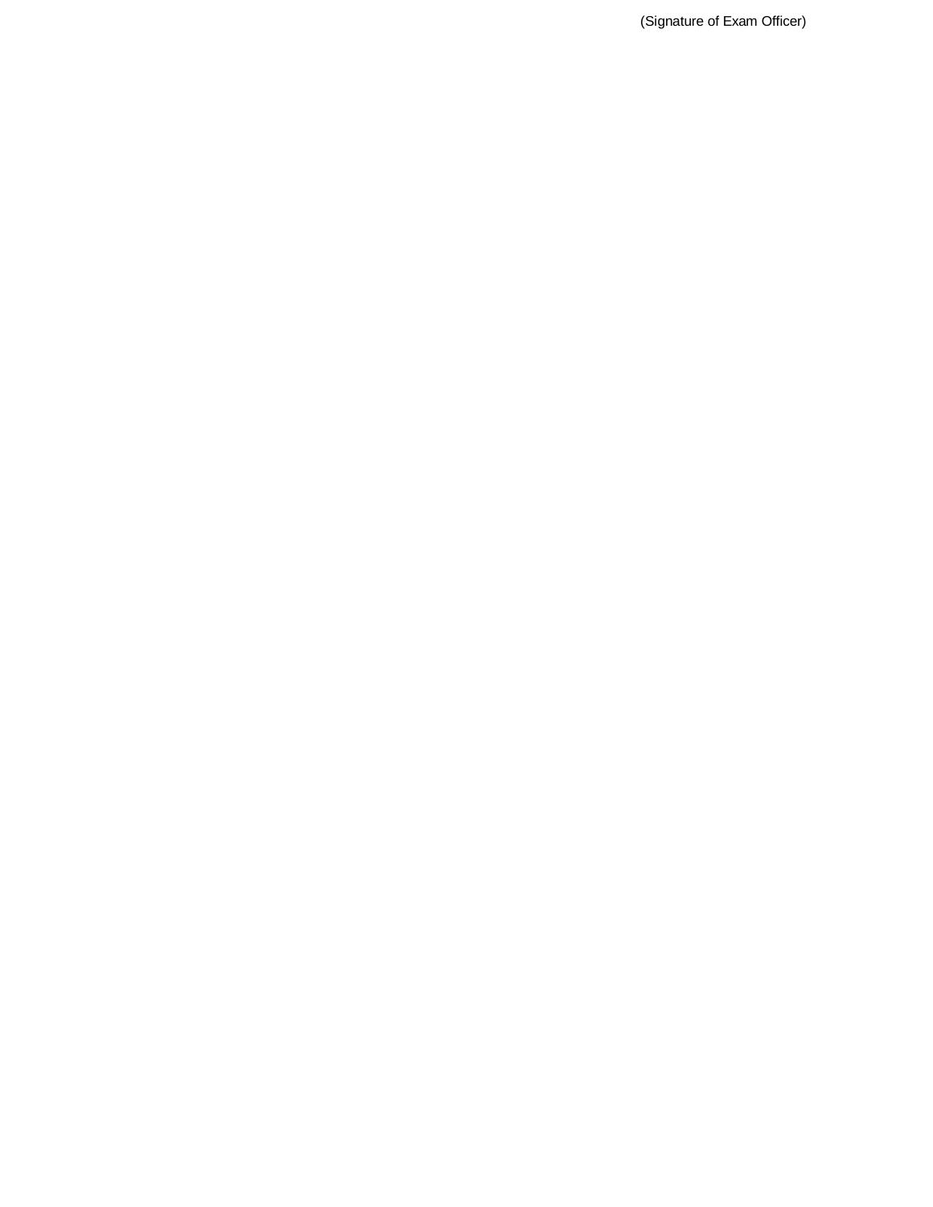(Signature of Exam Officer)